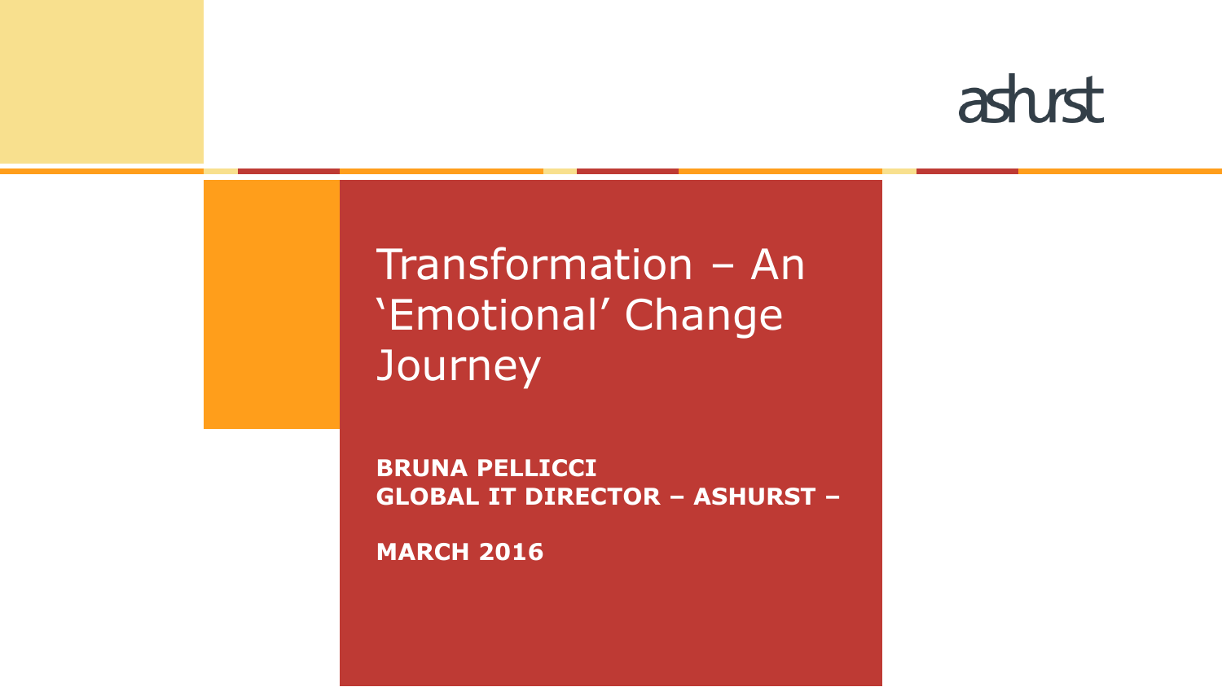ashurst

# Transformation – An 'Emotional' Change Journey

**BRUNA PELLICCI**
**GLOBAL IT DIRECTOR – ASHURST –**

**MARCH 2016**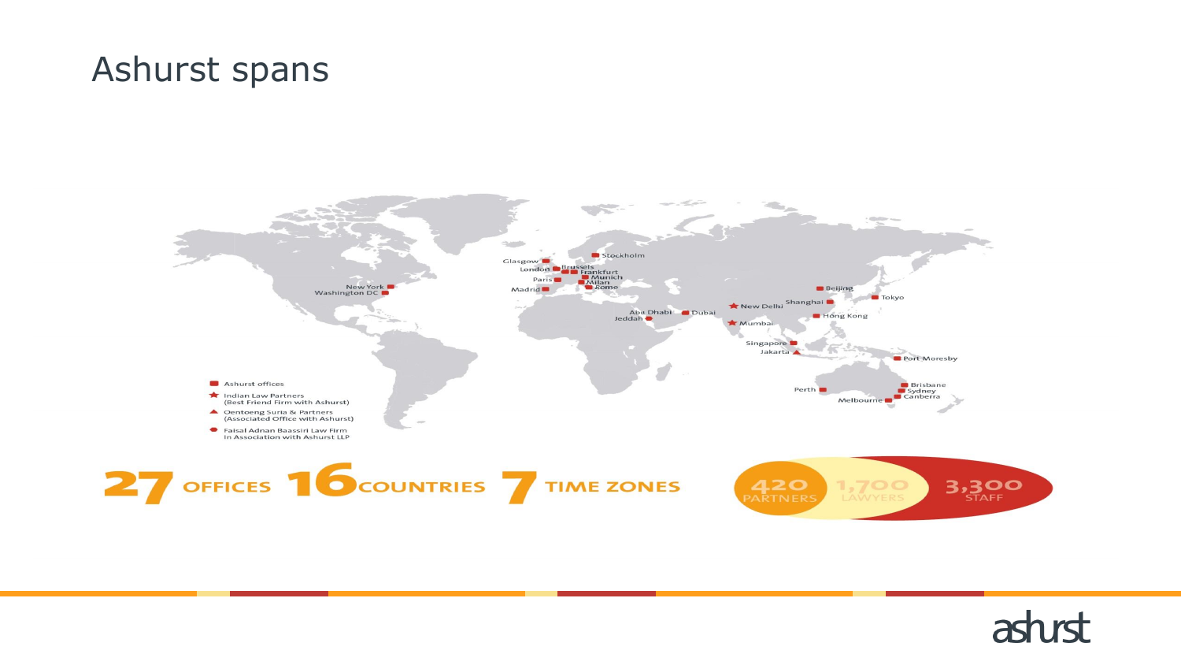# Ashurst spans

Stockholm
Glasgow
London
Brussels
Frankfurt
Paris
Munich
Milan
Madrid
Rome
New York
Washington DC
Beijing
Tokyo
Shanghai
New Delhi
Abu Dhabi
Dubai
Jeddah
Hong Kong
Mumbai
Singapore
Jakarta
Port Moresby
Brisbane
Sydney
Perth
Canberra
Melbourne

- Ashurst offices
- Indian Law Partners (Best Friend Firm with Ashurst)
- Oentoeng Suria & Partners (Associated Office with Ashurst)
- Faisal Adnan Baassiri Law Firm in Association with Ashurst LLP

**27** OFFICES **16** COUNTRIES **7** TIME ZONES

**420** PARTNERS **1,700** LAWYERS **3,300** STAFF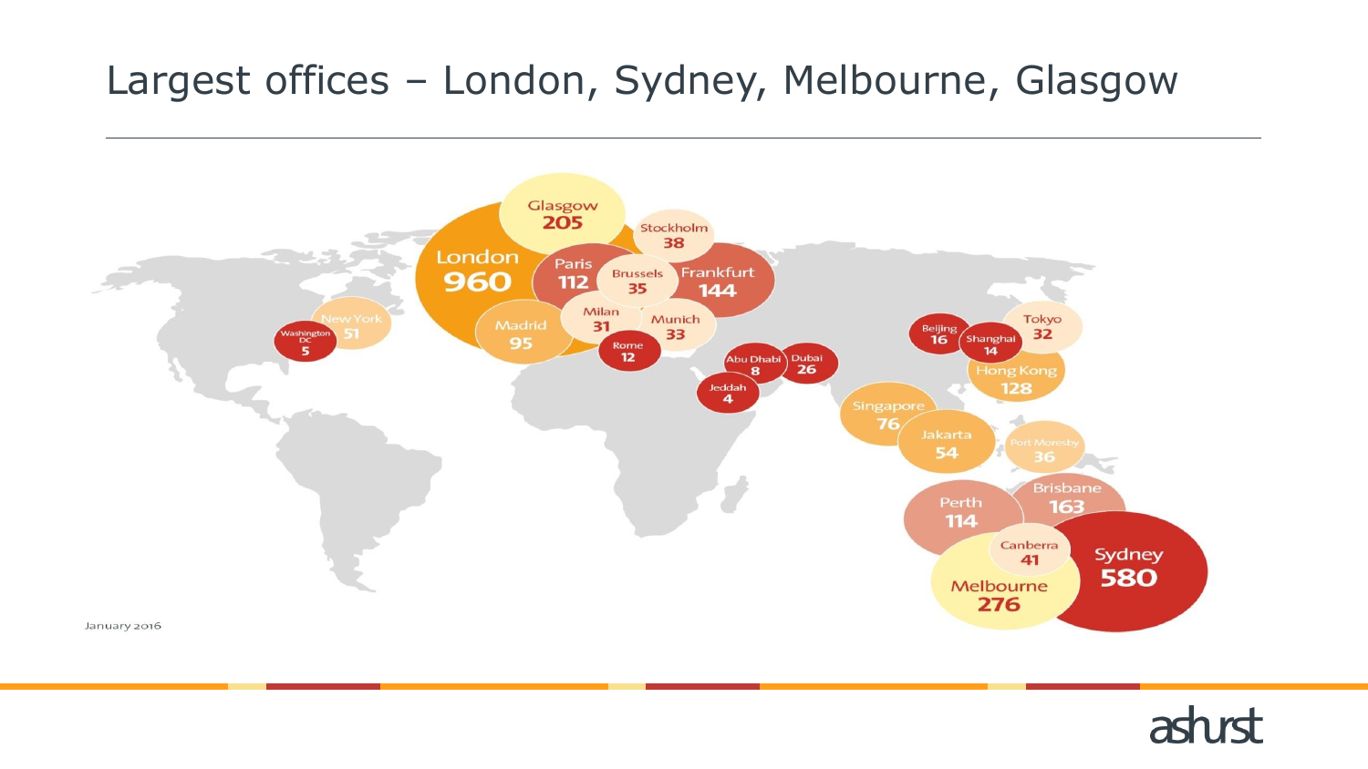# Largest offices – London, Sydney, Melbourne, Glasgow

| Office | Staff |
| --- | --- |
| London | 960 |
| Glasgow | 205 |
| Stockholm | 38 |
| Paris | 112 |
| Brussels | 35 |
| Frankfurt | 144 |
| Madrid | 95 |
| Milan | 31 |
| Munich | 33 |
| Rome | 12 |
| New York | 51 |
| Washington DC | 5 |
| Abu Dhabi | 8 |
| Dubai | 26 |
| Jeddah | 4 |
| Beijing | 16 |
| Shanghai | 14 |
| Tokyo | 32 |
| Hong Kong | 128 |
| Singapore | 76 |
| Jakarta | 54 |
| Port Moresby | 36 |
| Brisbane | 163 |
| Perth | 114 |
| Canberra | 41 |
| Sydney | 580 |
| Melbourne | 276 |

January 2016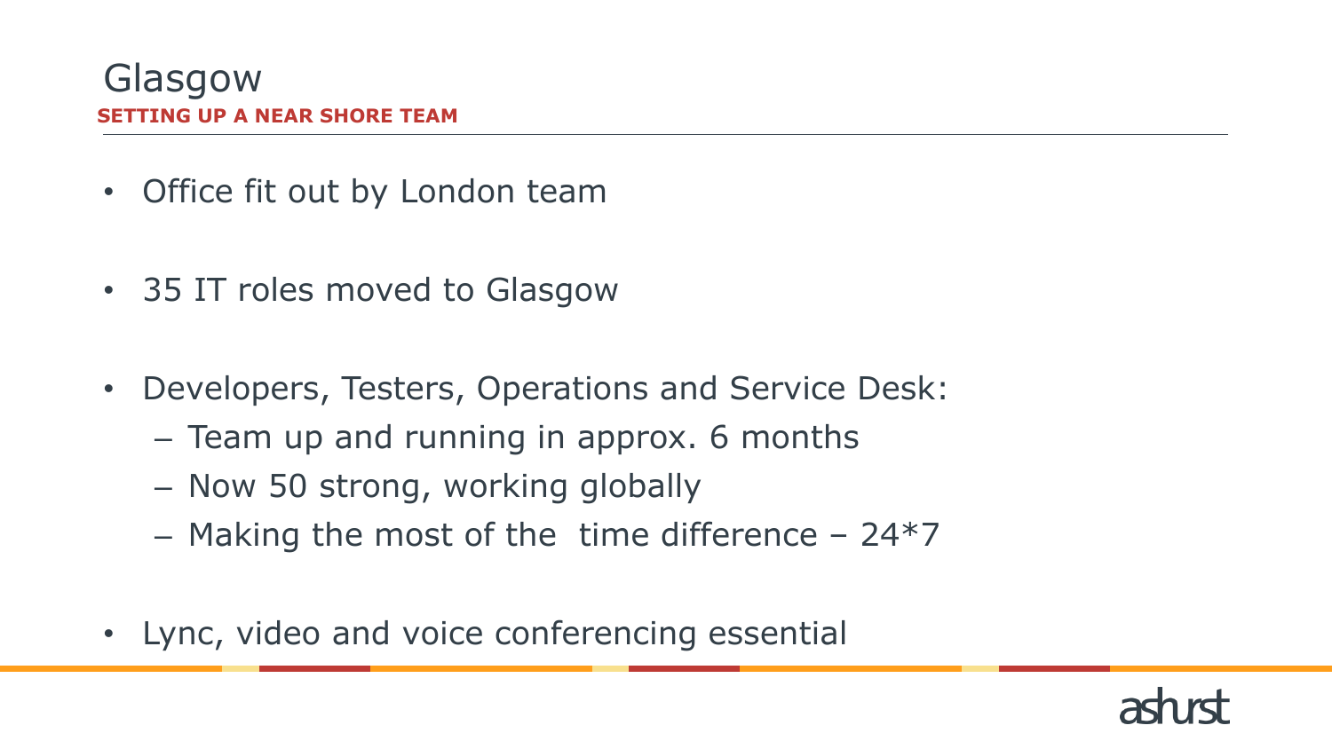# Glasgow

**SETTING UP A NEAR SHORE TEAM**

- Office fit out by London team
- 35 IT roles moved to Glasgow
- Developers, Testers, Operations and Service Desk:
  - Team up and running in approx. 6 months
  - Now 50 strong, working globally
  - Making the most of the time difference – 24*7
- Lync, video and voice conferencing essential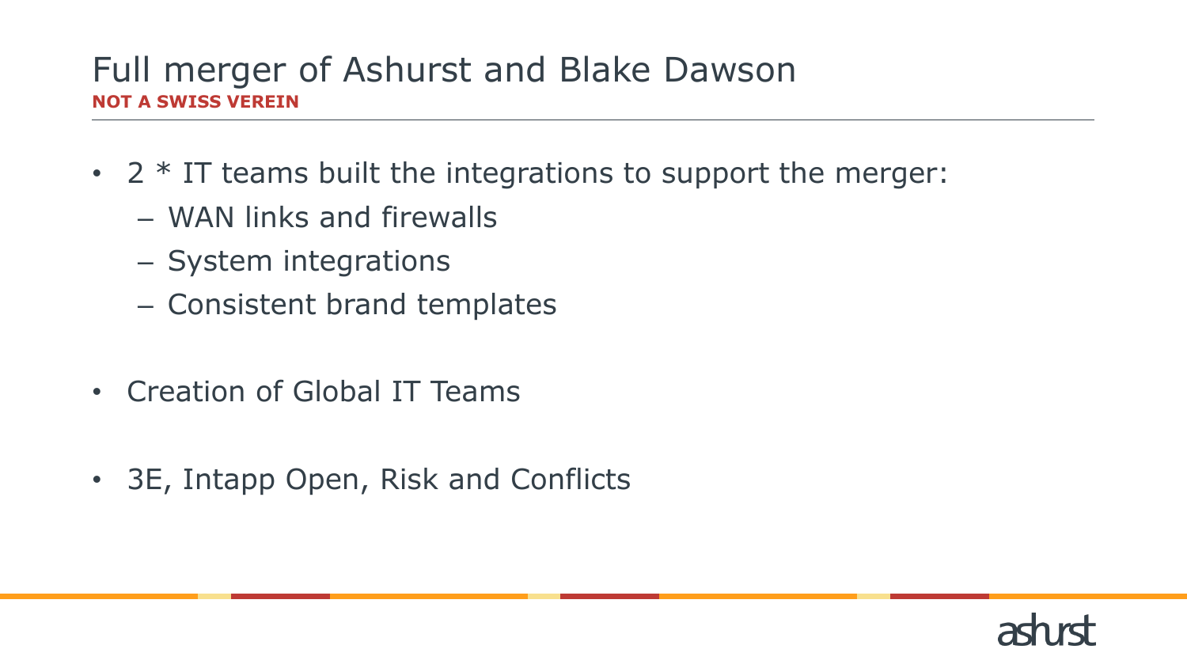# Full merger of Ashurst and Blake Dawson

**NOT A SWISS VEREIN**

- 2 * IT teams built the integrations to support the merger:
  - WAN links and firewalls
  - System integrations
  - Consistent brand templates

- Creation of Global IT Teams

- 3E, Intapp Open, Risk and Conflicts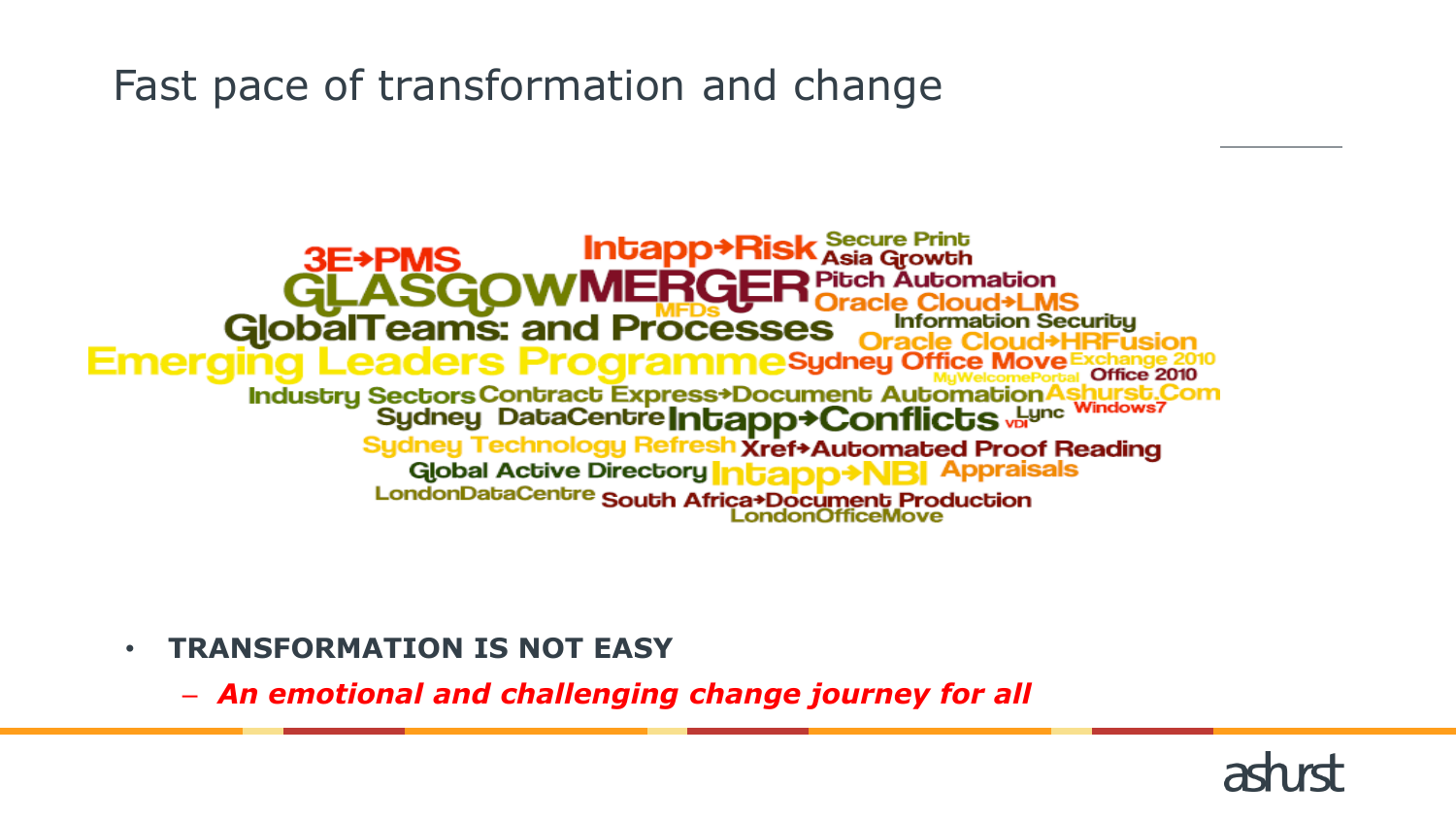# Fast pace of transformation and change

3E→PMS
Intapp→Risk
Secure Print
Asia Growth
GLASGOW
MERGER
Pitch Automation
Oracle Cloud→LMS
MFDs
GlobalTeams: and Processes
Information Security
Oracle Cloud→HRFusion
Emerging Leaders Programme
Sydney Office Move
Exchange 2010
MyWelcomePortal
Office 2010
Industry Sectors
Contract Express→Document Automation
Ashurst.Com
Sydney DataCentre
Intapp→Conflicts
VDI
Lync
Windows7
Sydney Technology Refresh
Xref→Automated Proof Reading
Global Active Directory
Intapp→NBI
Appraisals
LondonDataCentre
South Africa→Document Production
LondonOfficeMove

- **TRANSFORMATION IS NOT EASY**
  - ***An emotional and challenging change journey for all***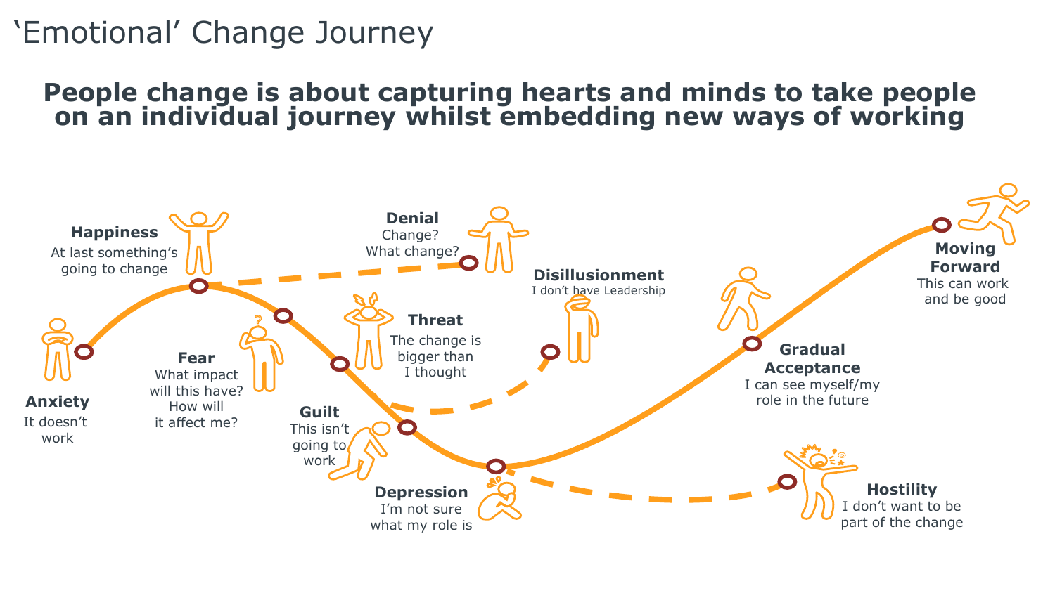# 'Emotional' Change Journey

## People change is about capturing hearts and minds to take people on an individual journey whilst embedding new ways of working

**Anxiety**
It doesn't work

**Happiness**
At last something's going to change

**Denial**
Change? What change?

**Fear**
What impact will this have? How will it affect me?

**Threat**
The change is bigger than I thought

**Disillusionment**
I don't have Leadership

**Guilt**
This isn't going to work

**Depression**
I'm not sure what my role is

**Hostility**
I don't want to be part of the change

**Gradual Acceptance**
I can see myself/my role in the future

**Moving Forward**
This can work and be good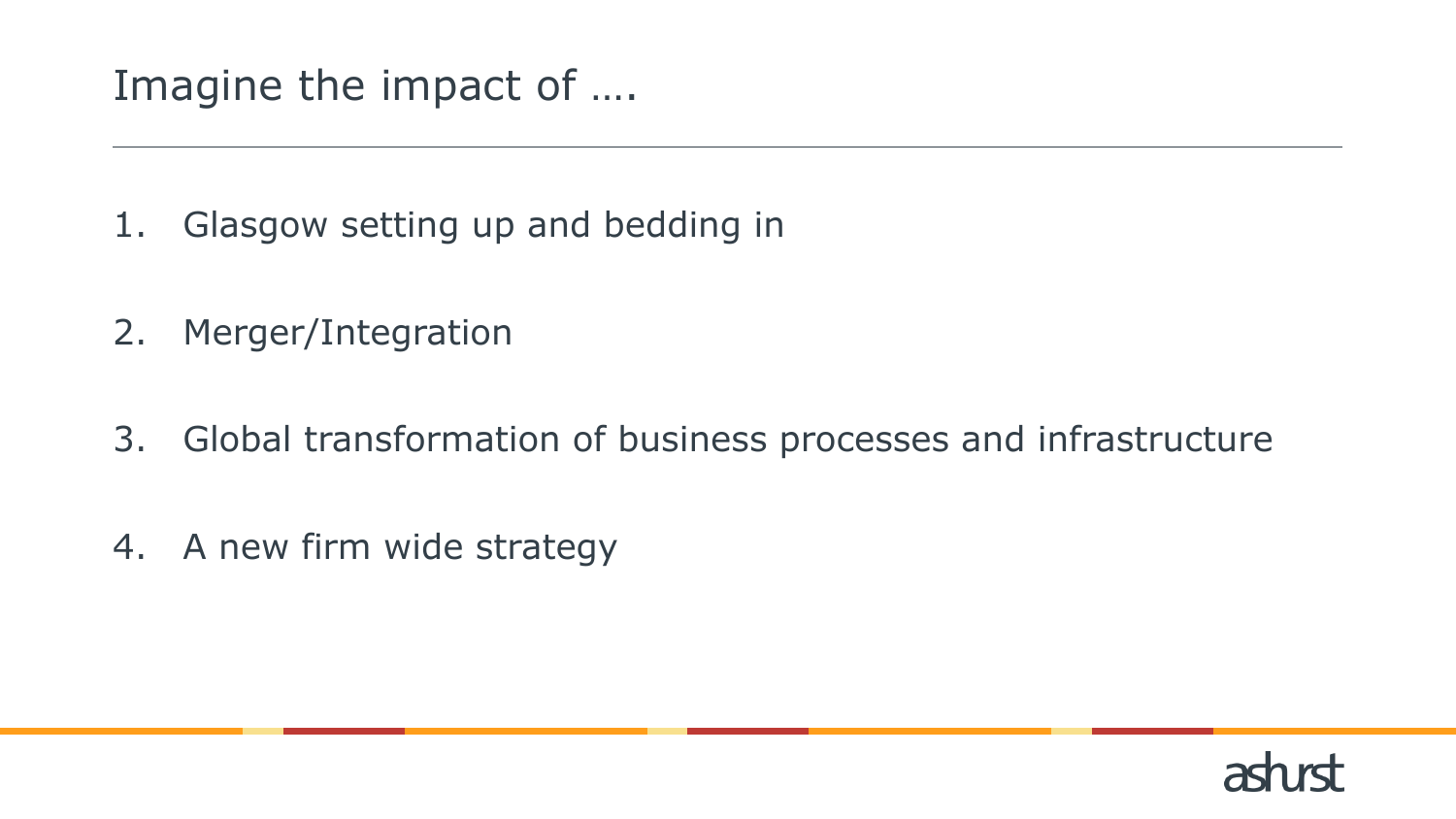# Imagine the impact of ….

1. Glasgow setting up and bedding in
2. Merger/Integration
3. Global transformation of business processes and infrastructure
4. A new firm wide strategy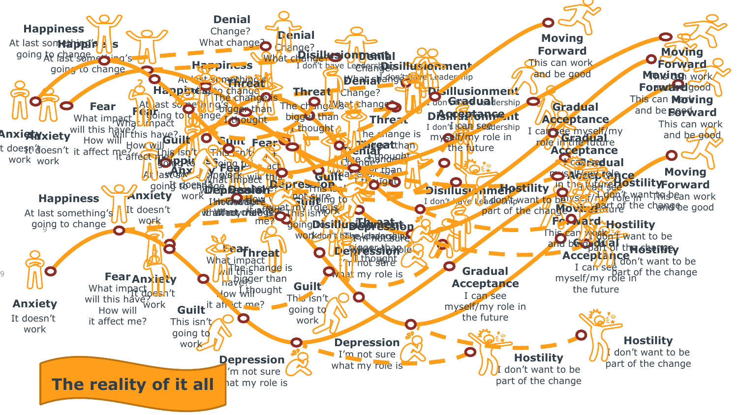## The reality of it all

**Happiness**
At last something's going to change

**Anxiety**
It doesn't work

**Fear**
What impact will this have? How will it affect me?

**Denial**
Change? What change?

**Threat**
The change is bigger than I thought

**Guilt**
This isn't going to work

**Disillusionment**
I don't have Leadership

**Depression**
I'm not sure what my role is

**Hostility**
I don't want to be part of the change

**Gradual Acceptance**
I can see myself/my role in the future

**Moving Forward**
This can work and be good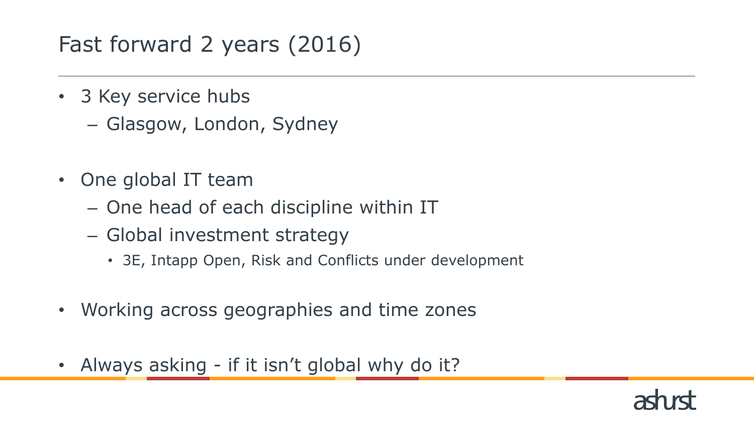# Fast forward 2 years (2016)

- 3 Key service hubs
  - Glasgow, London, Sydney

- One global IT team
  - One head of each discipline within IT
  - Global investment strategy
    - 3E, Intapp Open, Risk and Conflicts under development

- Working across geographies and time zones

- Always asking - if it isn't global why do it?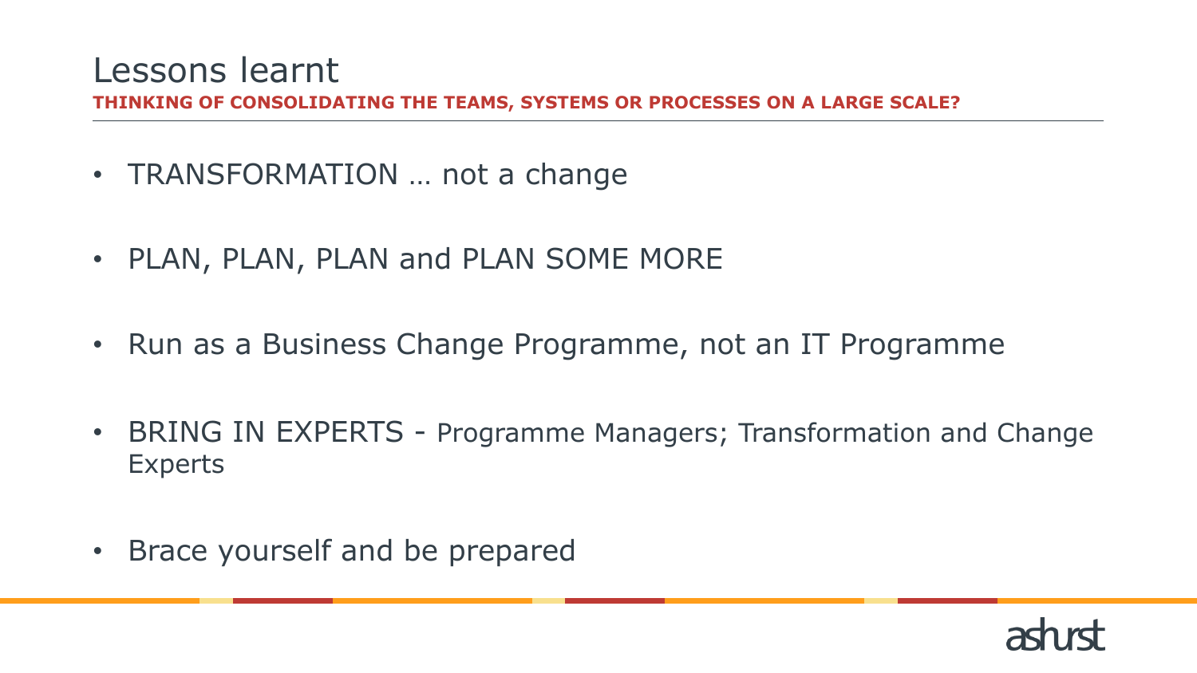# Lessons learnt

**THINKING OF CONSOLIDATING THE TEAMS, SYSTEMS OR PROCESSES ON A LARGE SCALE?**

- TRANSFORMATION … not a change
- PLAN, PLAN, PLAN and PLAN SOME MORE
- Run as a Business Change Programme, not an IT Programme
- BRING IN EXPERTS - Programme Managers; Transformation and Change Experts
- Brace yourself and be prepared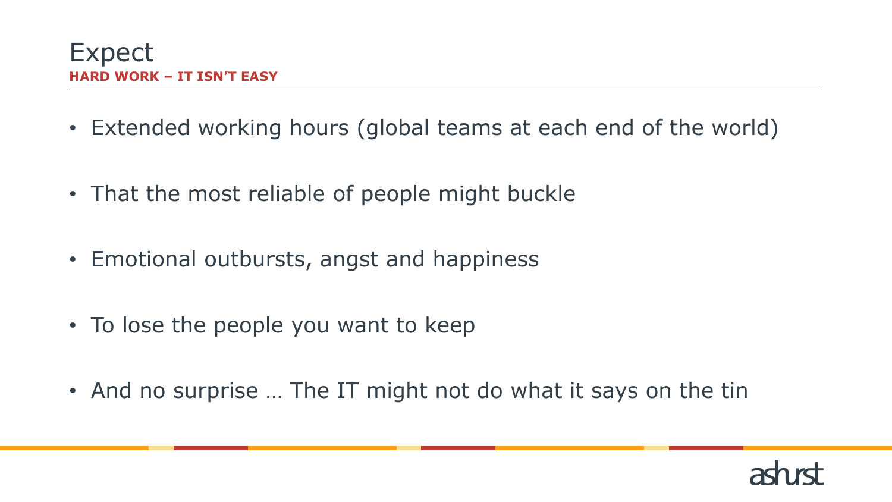# Expect

**HARD WORK – IT ISN'T EASY**

- Extended working hours (global teams at each end of the world)
- That the most reliable of people might buckle
- Emotional outbursts, angst and happiness
- To lose the people you want to keep
- And no surprise … The IT might not do what it says on the tin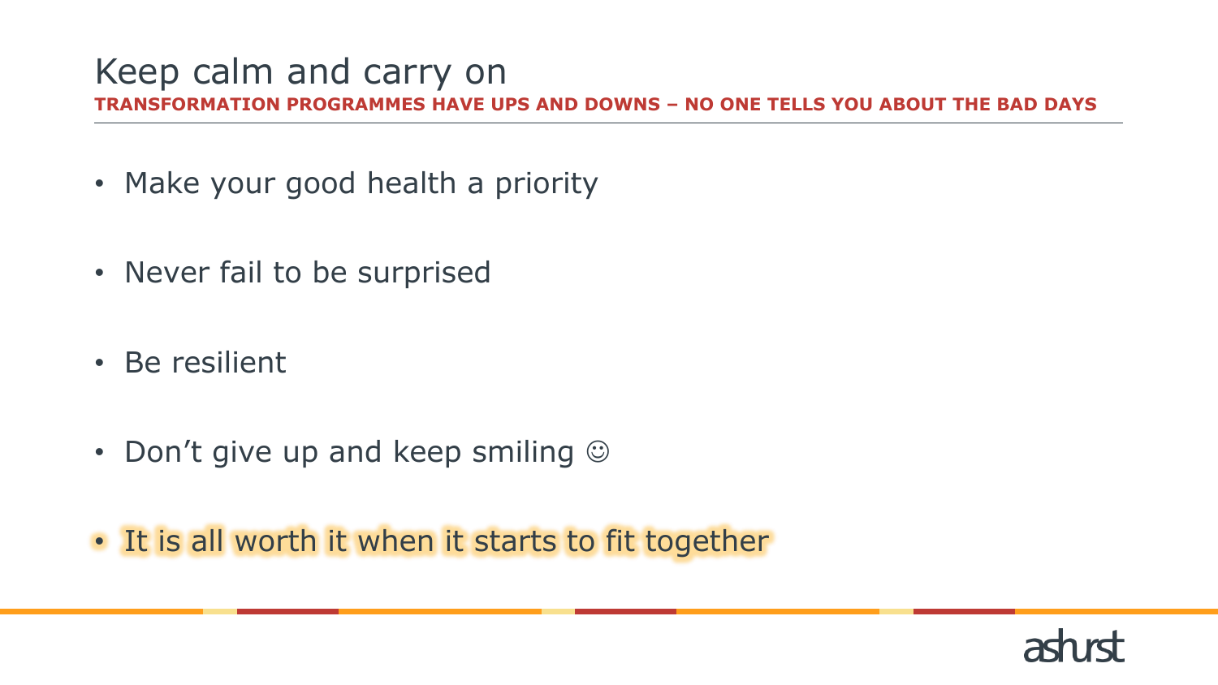# Keep calm and carry on

**TRANSFORMATION PROGRAMMES HAVE UPS AND DOWNS – NO ONE TELLS YOU ABOUT THE BAD DAYS**

- Make your good health a priority
- Never fail to be surprised
- Be resilient
- Don't give up and keep smiling ☺
- It is all worth it when it starts to fit together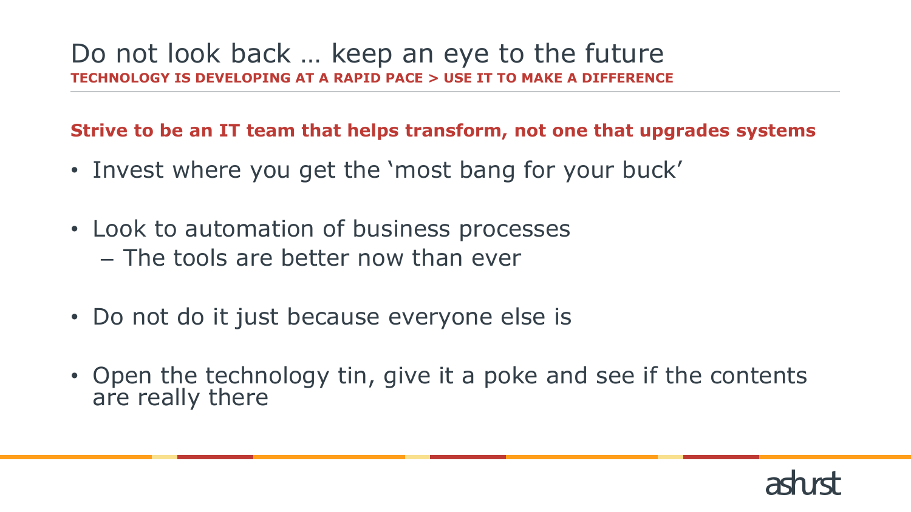# Do not look back … keep an eye to the future

**TECHNOLOGY IS DEVELOPING AT A RAPID PACE > USE IT TO MAKE A DIFFERENCE**

**Strive to be an IT team that helps transform, not one that upgrades systems**

- Invest where you get the 'most bang for your buck'
- Look to automation of business processes
  - The tools are better now than ever
- Do not do it just because everyone else is
- Open the technology tin, give it a poke and see if the contents are really there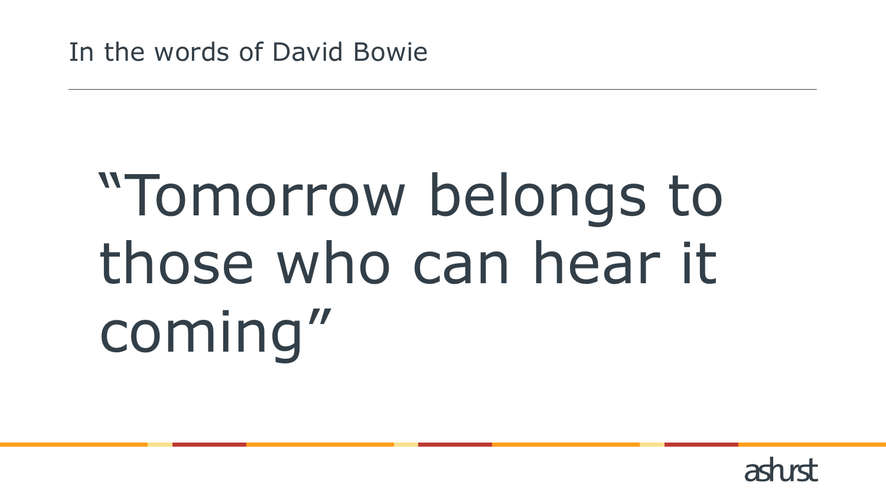## In the words of David Bowie

# "Tomorrow belongs to those who can hear it coming"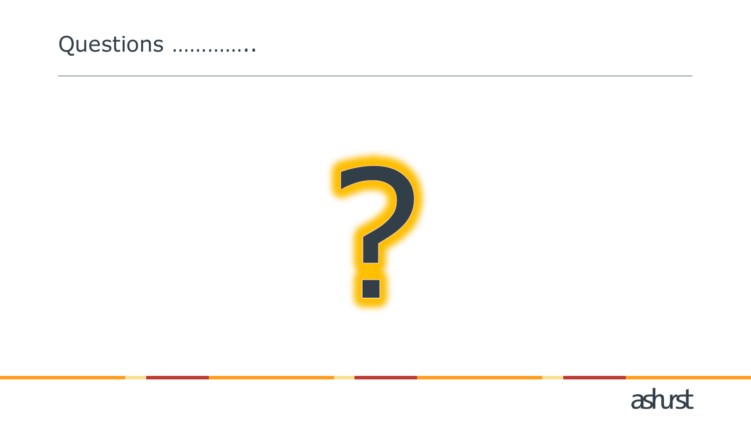# Questions …………..

?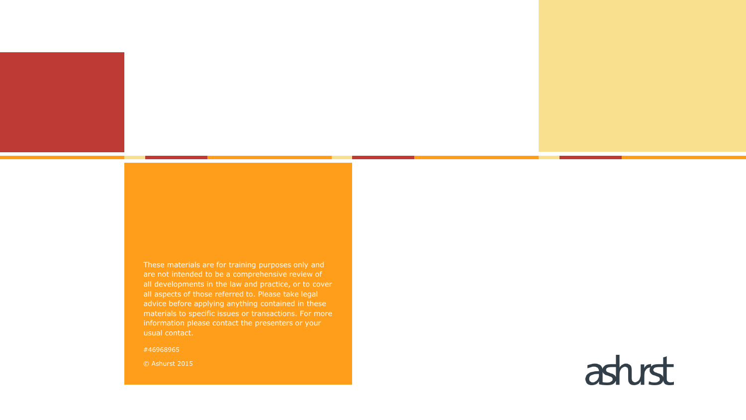These materials are for training purposes only and are not intended to be a comprehensive review of all developments in the law and practice, or to cover all aspects of those referred to. Please take legal advice before applying anything contained in these materials to specific issues or transactions. For more information please contact the presenters or your usual contact.

#46968965

© Ashurst 2015

ashurst